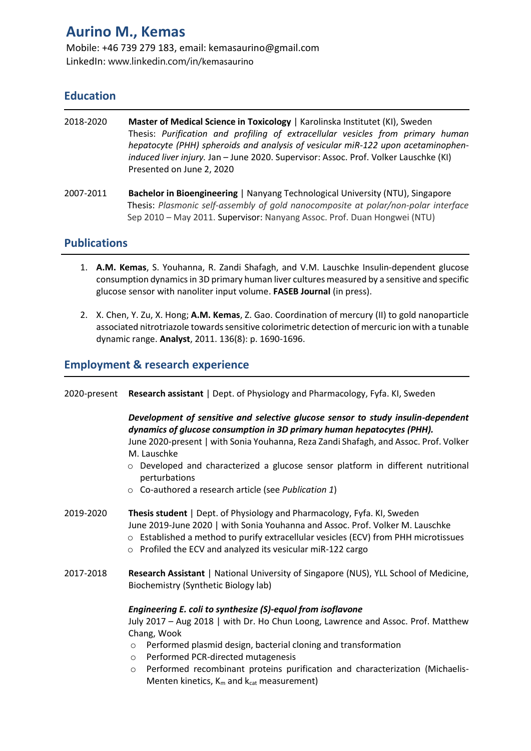# Aurino M., Kemas

Mobile: +46 739 279 183, email: kemasaurino@gmail.com
LinkedIn: www.linkedin.com/in/kemasaurino

## Education

2018-2020 **Master of Medical Science in Toxicology** | Karolinska Institutet (KI), Sweden
Thesis: *Purification and profiling of extracellular vesicles from primary human hepatocyte (PHH) spheroids and analysis of vesicular miR-122 upon acetaminophen-induced liver injury.* Jan – June 2020. Supervisor: Assoc. Prof. Volker Lauschke (KI)
Presented on June 2, 2020

2007-2011 **Bachelor in Bioengineering** | Nanyang Technological University (NTU), Singapore
Thesis: *Plasmonic self-assembly of gold nanocomposite at polar/non-polar interface*
Sep 2010 – May 2011. Supervisor: Nanyang Assoc. Prof. Duan Hongwei (NTU)

## Publications

1. **A.M. Kemas**, S. Youhanna, R. Zandi Shafagh, and V.M. Lauschke Insulin-dependent glucose consumption dynamics in 3D primary human liver cultures measured by a sensitive and specific glucose sensor with nanoliter input volume. **FASEB Journal** (in press).

2. X. Chen, Y. Zu, X. Hong; **A.M. Kemas**, Z. Gao. Coordination of mercury (II) to gold nanoparticle associated nitrotriazole towards sensitive colorimetric detection of mercuric ion with a tunable dynamic range. **Analyst**, 2011. 136(8): p. 1690-1696.

## Employment & research experience

2020-present **Research assistant** | Dept. of Physiology and Pharmacology, Fyfa. KI, Sweden

***Development of sensitive and selective glucose sensor to study insulin-dependent dynamics of glucose consumption in 3D primary human hepatocytes (PHH).***
June 2020-present | with Sonia Youhanna, Reza Zandi Shafagh, and Assoc. Prof. Volker M. Lauschke

- Developed and characterized a glucose sensor platform in different nutritional perturbations
- Co-authored a research article (see *Publication 1*)

2019-2020 **Thesis student** | Dept. of Physiology and Pharmacology, Fyfa. KI, Sweden
June 2019-June 2020 | with Sonia Youhanna and Assoc. Prof. Volker M. Lauschke

- Established a method to purify extracellular vesicles (ECV) from PHH microtissues
- Profiled the ECV and analyzed its vesicular miR-122 cargo

2017-2018 **Research Assistant** | National University of Singapore (NUS), YLL School of Medicine, Biochemistry (Synthetic Biology lab)

***Engineering E. coli to synthesize (S)-equol from isoflavone***
July 2017 – Aug 2018 | with Dr. Ho Chun Loong, Lawrence and Assoc. Prof. Matthew Chang, Wook

- Performed plasmid design, bacterial cloning and transformation
- Performed PCR-directed mutagenesis
- Performed recombinant proteins purification and characterization (Michaelis-Menten kinetics, $K_m$ and $k_{cat}$ measurement)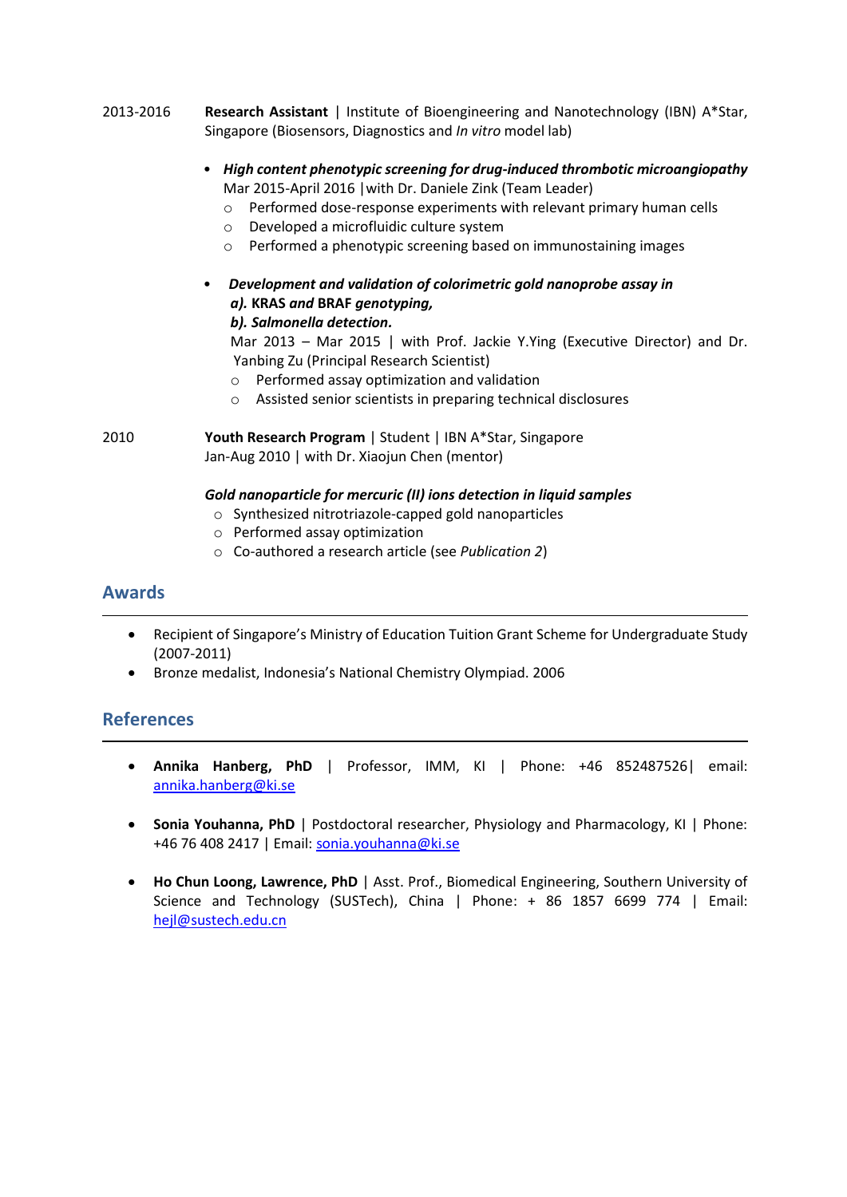2013-2016 **Research Assistant** | Institute of Bioengineering and Nanotechnology (IBN) A*Star, Singapore (Biosensors, Diagnostics and *In vitro* model lab)

- ***High content phenotypic screening for drug-induced thrombotic microangiopathy***
  Mar 2015-April 2016 | with Dr. Daniele Zink (Team Leader)
  - Performed dose-response experiments with relevant primary human cells
  - Developed a microfluidic culture system
  - Performed a phenotypic screening based on immunostaining images

- ***Development and validation of colorimetric gold nanoprobe assay in***
  ***a). KRAS and BRAF genotyping,***
  ***b). Salmonella detection.***
  Mar 2013 – Mar 2015 | with Prof. Jackie Y.Ying (Executive Director) and Dr. Yanbing Zu (Principal Research Scientist)
  - Performed assay optimization and validation
  - Assisted senior scientists in preparing technical disclosures

2010 **Youth Research Program** | Student | IBN A*Star, Singapore
Jan-Aug 2010 | with Dr. Xiaojun Chen (mentor)

***Gold nanoparticle for mercuric (II) ions detection in liquid samples***
- Synthesized nitrotriazole-capped gold nanoparticles
- Performed assay optimization
- Co-authored a research article (see *Publication 2*)

## Awards

- Recipient of Singapore's Ministry of Education Tuition Grant Scheme for Undergraduate Study (2007-2011)
- Bronze medalist, Indonesia's National Chemistry Olympiad. 2006

## References

- **Annika Hanberg, PhD** | Professor, IMM, KI | Phone: +46 852487526| email: annika.hanberg@ki.se

- **Sonia Youhanna, PhD** | Postdoctoral researcher, Physiology and Pharmacology, KI | Phone: +46 76 408 2417 | Email: sonia.youhanna@ki.se

- **Ho Chun Loong, Lawrence, PhD** | Asst. Prof., Biomedical Engineering, Southern University of Science and Technology (SUSTech), China | Phone: + 86 1857 6699 774 | Email: hejl@sustech.edu.cn